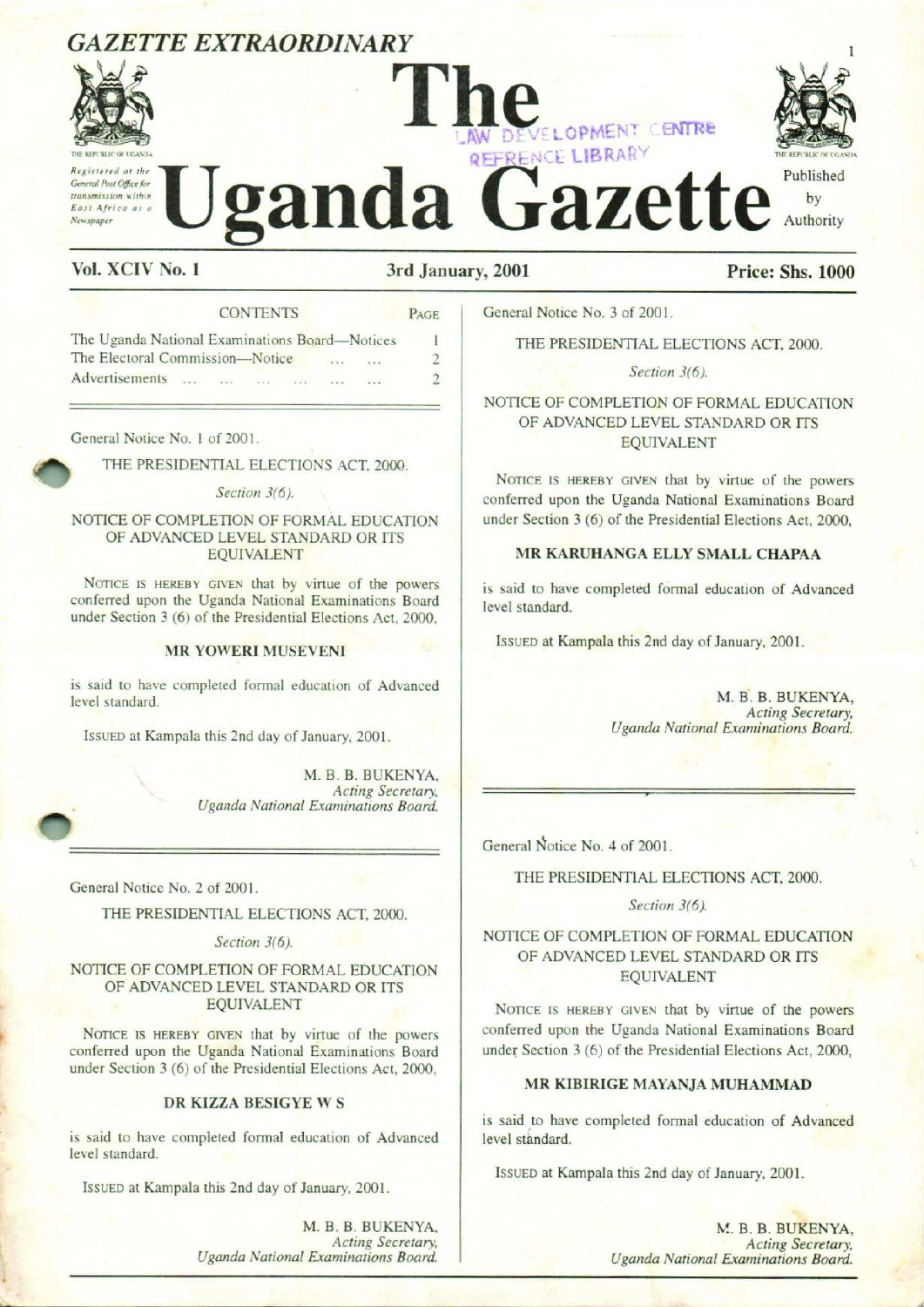GAZETTE EXTRAORDINARY

# The Uganda Gazette

Registered at the General Post Office for transmission within East Africa as a Newspaper

Published by Authority

**Vol. XCIV No. 1** | **3rd January, 2001** | **Price: Shs. 1000**

| CONTENTS | PAGE |
|---|---|
| The Uganda National Examinations Board—Notices | 1 |
| The Electoral Commission—Notice ... ... | 2 |
| Advertisements ... ... ... ... ... ... | 2 |

General Notice No. 1 of 2001.

THE PRESIDENTIAL ELECTIONS ACT, 2000.

*Section 3(6).*

NOTICE OF COMPLETION OF FORMAL EDUCATION OF ADVANCED LEVEL STANDARD OR ITS EQUIVALENT

NOTICE IS HEREBY GIVEN that by virtue of the powers conferred upon the Uganda National Examinations Board under Section 3 (6) of the Presidential Elections Act, 2000,

**MR YOWERI MUSEVENI**

is said to have completed formal education of Advanced level standard.

ISSUED at Kampala this 2nd day of January, 2001.

M. B. B. BUKENYA,
*Acting Secretary,*
*Uganda National Examinations Board.*

---

General Notice No. 2 of 2001.

THE PRESIDENTIAL ELECTIONS ACT, 2000.

*Section 3(6).*

NOTICE OF COMPLETION OF FORMAL EDUCATION OF ADVANCED LEVEL STANDARD OR ITS EQUIVALENT

NOTICE IS HEREBY GIVEN that by virtue of the powers conferred upon the Uganda National Examinations Board under Section 3 (6) of the Presidential Elections Act, 2000,

**DR KIZZA BESIGYE W S**

is said to have completed formal education of Advanced level standard.

ISSUED at Kampala this 2nd day of January, 2001.

M. B. B. BUKENYA,
*Acting Secretary,*
*Uganda National Examinations Board.*

---

General Notice No. 3 of 2001.

THE PRESIDENTIAL ELECTIONS ACT, 2000.

*Section 3(6).*

NOTICE OF COMPLETION OF FORMAL EDUCATION OF ADVANCED LEVEL STANDARD OR ITS EQUIVALENT

NOTICE IS HEREBY GIVEN that by virtue of the powers conferred upon the Uganda National Examinations Board under Section 3 (6) of the Presidential Elections Act, 2000,

**MR KARUHANGA ELLY SMALL CHAPAA**

is said to have completed formal education of Advanced level standard.

ISSUED at Kampala this 2nd day of January, 2001.

M. B. B. BUKENYA,
*Acting Secretary,*
*Uganda National Examinations Board.*

---

General Notice No. 4 of 2001.

THE PRESIDENTIAL ELECTIONS ACT, 2000.

*Section 3(6).*

NOTICE OF COMPLETION OF FORMAL EDUCATION OF ADVANCED LEVEL STANDARD OR ITS EQUIVALENT

NOTICE IS HEREBY GIVEN that by virtue of the powers conferred upon the Uganda National Examinations Board under Section 3 (6) of the Presidential Elections Act, 2000,

**MR KIBIRIGE MAYANJA MUHAMMAD**

is said to have completed formal education of Advanced level standard.

ISSUED at Kampala this 2nd day of January, 2001.

M. B. B. BUKENYA,
*Acting Secretary,*
*Uganda National Examinations Board.*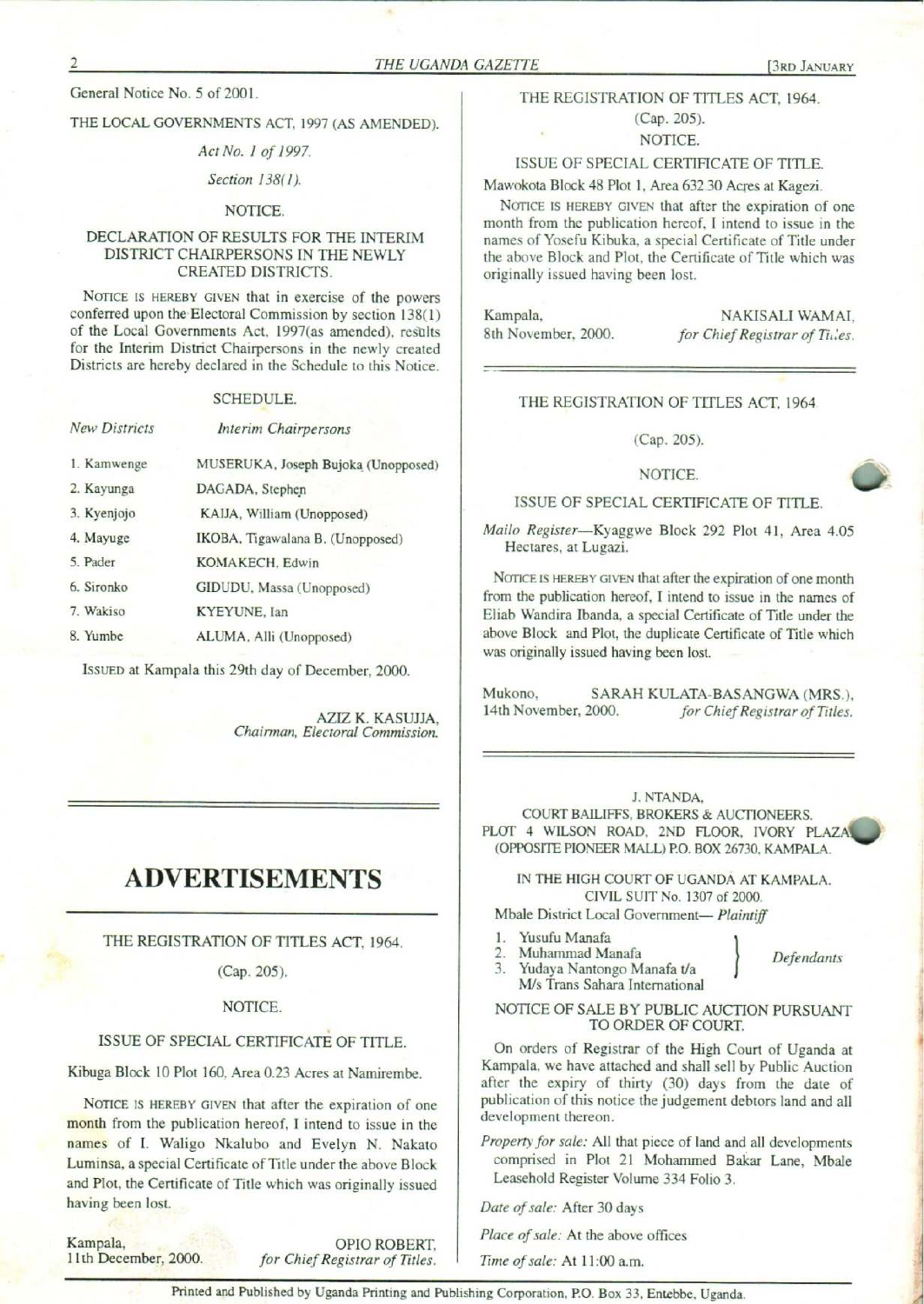General Notice No. 5 of 2001.

THE LOCAL GOVERNMENTS ACT, 1997 (AS AMENDED).

*Act No. 1 of 1997.*

*Section 138(1).*

NOTICE.

DECLARATION OF RESULTS FOR THE INTERIM DISTRICT CHAIRPERSONS IN THE NEWLY CREATED DISTRICTS.

NOTICE IS HEREBY GIVEN that in exercise of the powers conferred upon the Electoral Commission by section 138(1) of the Local Governments Act, 1997(as amended), results for the Interim District Chairpersons in the newly created Districts are hereby declared in the Schedule to this Notice.

SCHEDULE.

| *New Districts* | *Interim Chairpersons* |
|---|---|
| 1. Kamwenge | MUSERUKA, Joseph Bujoka (Unopposed) |
| 2. Kayunga | DAGADA, Stephen |
| 3. Kyenjojo | KAIJA, William (Unopposed) |
| 4. Mayuge | IKOBA, Tigawalana B. (Unopposed) |
| 5. Pader | KOMAKECH, Edwin |
| 6. Sironko | GIDUDU, Massa (Unopposed) |
| 7. Wakiso | KYEYUNE, Ian |
| 8. Yumbe | ALUMA, Alli (Unopposed) |

ISSUED at Kampala this 29th day of December, 2000.

AZIZ K. KASUJJA,
*Chairman, Electoral Commission.*

# ADVERTISEMENTS

THE REGISTRATION OF TITLES ACT, 1964.

(Cap. 205).

NOTICE.

ISSUE OF SPECIAL CERTIFICATE OF TITLE.

Kibuga Block 10 Plot 160, Area 0.23 Acres at Namirembe.

NOTICE IS HEREBY GIVEN that after the expiration of one month from the publication hereof, I intend to issue in the names of I. Waligo Nkalubo and Evelyn N. Nakato Luminsa, a special Certificate of Title under the above Block and Plot, the Certificate of Title which was originally issued having been lost.

Kampala,
11th December, 2000.

OPIO ROBERT,
*for Chief Registrar of Titles.*

---

THE REGISTRATION OF TITLES ACT, 1964.

(Cap. 205).

NOTICE.

ISSUE OF SPECIAL CERTIFICATE OF TITLE.

Mawokota Block 48 Plot 1, Area 632.30 Acres at Kagezi.

NOTICE IS HEREBY GIVEN that after the expiration of one month from the publication hereof, I intend to issue in the names of Yosefu Kibuka, a special Certificate of Title under the above Block and Plot, the Certificate of Title which was originally issued having been lost.

Kampala,
8th November, 2000.

NAKISALI WAMAI,
*for Chief Registrar of Titles.*

---

THE REGISTRATION OF TITLES ACT, 1964.

(Cap. 205).

NOTICE.

ISSUE OF SPECIAL CERTIFICATE OF TITLE.

*Mailo Register*—Kyaggwe Block 292 Plot 41, Area 4.05 Hectares, at Lugazi.

NOTICE IS HEREBY GIVEN that after the expiration of one month from the publication hereof, I intend to issue in the names of Eliab Wandira Ibanda, a special Certificate of Title under the above Block and Plot, the duplicate Certificate of Title which was originally issued having been lost.

Mukono,
14th November, 2000.

SARAH KULATA-BASANGWA (MRS.),
*for Chief Registrar of Titles.*

---

J. NTANDA,
COURT BAILIFFS, BROKERS & AUCTIONEERS.
PLOT 4 WILSON ROAD, 2ND FLOOR, IVORY PLAZA (OPPOSITE PIONEER MALL) P.O. BOX 26730, KAMPALA.

IN THE HIGH COURT OF UGANDA AT KAMPALA.
CIVIL SUIT No. 1307 of 2000.

Mbale District Local Government— *Plaintiff*

1. Yusufu Manafa
2. Muhammad Manafa
3. Yudaya Nantongo Manafa t/a M/s Trans Sahara International

} *Defendants*

NOTICE OF SALE BY PUBLIC AUCTION PURSUANT TO ORDER OF COURT.

On orders of Registrar of the High Court of Uganda at Kampala, we have attached and shall sell by Public Auction after the expiry of thirty (30) days from the date of publication of this notice the judgement debtors land and all development thereon.

*Property for sale:* All that piece of land and all developments comprised in Plot 21 Mohammed Bakar Lane, Mbale Leasehold Register Volume 334 Folio 3.

*Date of sale:* After 30 days

*Place of sale:* At the above offices

*Time of sale:* At 11:00 a.m.

Printed and Published by Uganda Printing and Publishing Corporation, P.O. Box 33, Entebbe, Uganda.